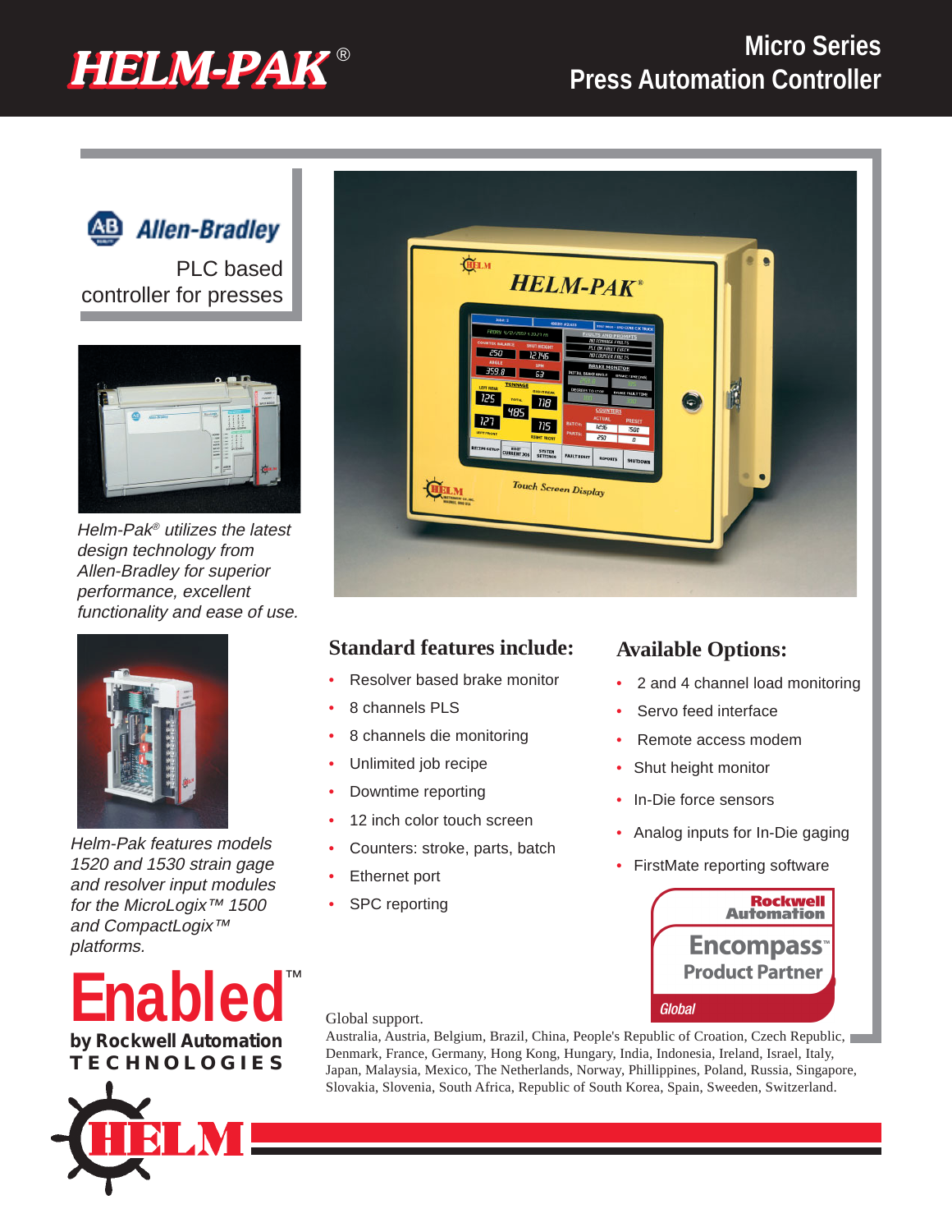# HELM-PAK®

## Micro Series Press Automation Controller

Allen-Bradley

PLC based controller for presses

*Helm-Pak® utilizes the latest design technology from Allen-Bradley for superior performance, excellent functionality and ease of use.*

*Helm-Pak features models 1520 and 1530 strain gage and resolver input modules for the MicroLogix™ 1500 and CompactLogix™ platforms.*

**Enabled™**
**by Rockwell Automation TECHNOLOGIES**

## Standard features include:

- Resolver based brake monitor
- 8 channels PLS
- 8 channels die monitoring
- Unlimited job recipe
- Downtime reporting
- 12 inch color touch screen
- Counters: stroke, parts, batch
- Ethernet port
- SPC reporting

## Available Options:

- 2 and 4 channel load monitoring
- Servo feed interface
- Remote access modem
- Shut height monitor
- In-Die force sensors
- Analog inputs for In-Die gaging
- FirstMate reporting software

Rockwell Automation Encompass™ Product Partner Global

Global support.
Australia, Austria, Belgium, Brazil, China, People's Republic of Croation, Czech Republic, Denmark, France, Germany, Hong Kong, Hungary, India, Indonesia, Ireland, Israel, Italy, Japan, Malaysia, Mexico, The Netherlands, Norway, Phillippines, Poland, Russia, Singapore, Slovakia, Slovenia, South Africa, Republic of South Korea, Spain, Sweeden, Switzerland.

HELM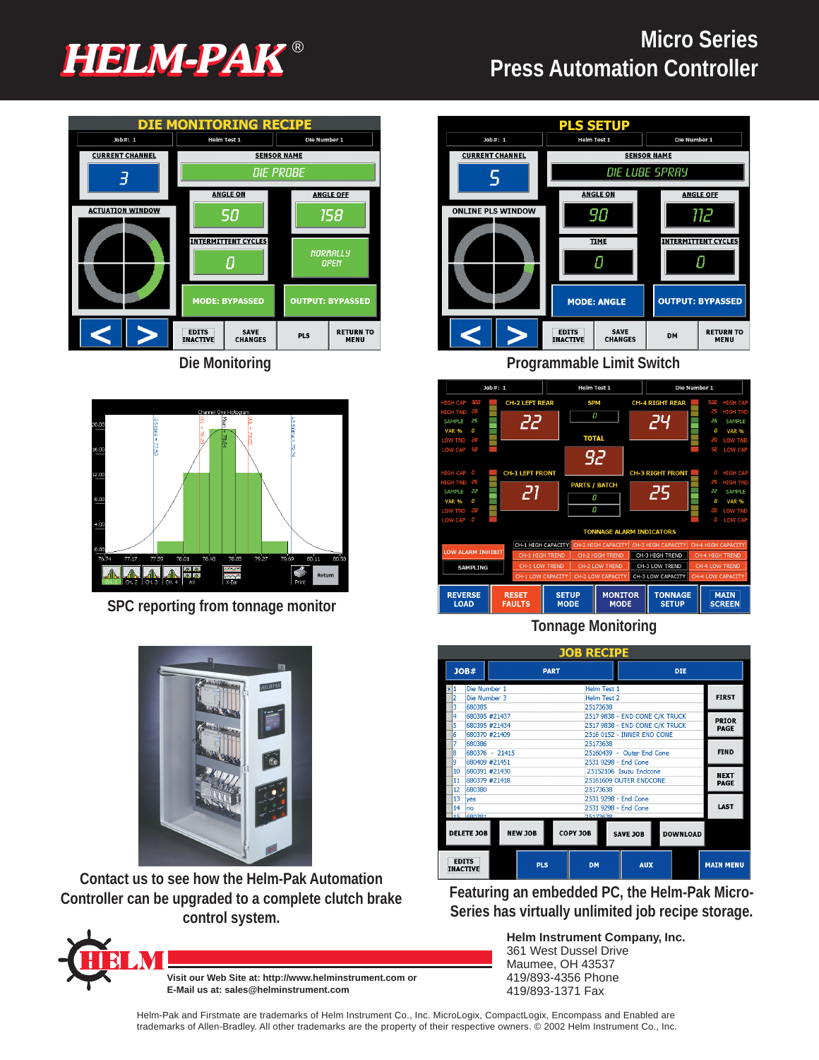# HELM-PAK®

## Micro Series Press Automation Controller

Die Monitoring

Programmable Limit Switch

SPC reporting from tonnage monitor

Tonnage Monitoring

Contact us to see how the Helm-Pak Automation Controller can be upgraded to a complete clutch brake control system.

Featuring an embedded PC, the Helm-Pak Micro-Series has virtually unlimited job recipe storage.

Visit our Web Site at: http://www.helminstrument.com or
E-Mail us at: sales@helminstrument.com

**Helm Instrument Company, Inc.**
361 West Dussel Drive
Maumee, OH 43537
419/893-4356 Phone
419/893-1371 Fax

Helm-Pak and Firstmate are trademarks of Helm Instrument Co., Inc. MicroLogix, CompactLogix, Encompass and Enabled are trademarks of Allen-Bradley. All other trademarks are the property of their respective owners. © 2002 Helm Instrument Co., Inc.